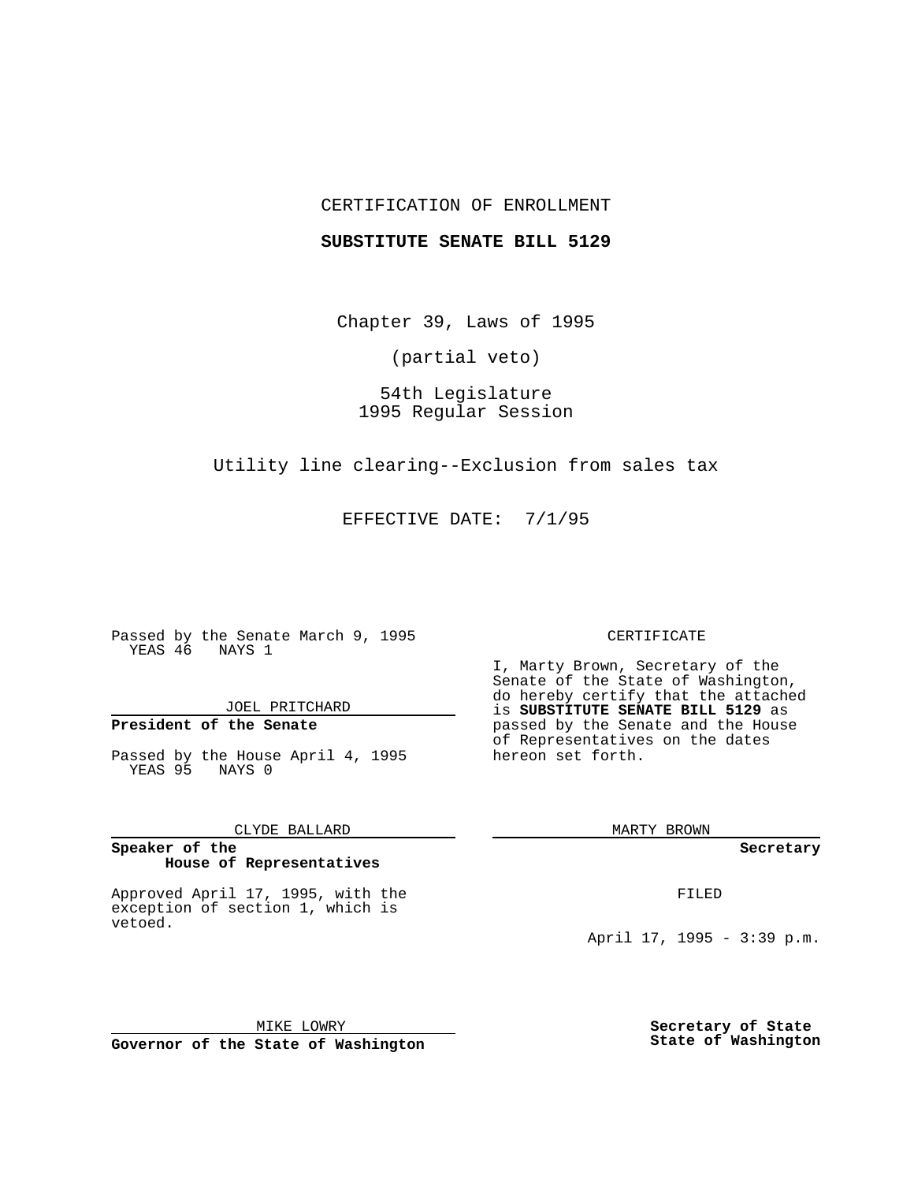CERTIFICATION OF ENROLLMENT

**SUBSTITUTE SENATE BILL 5129**

Chapter 39, Laws of 1995

(partial veto)

54th Legislature
1995 Regular Session

Utility line clearing--Exclusion from sales tax

EFFECTIVE DATE: 7/1/95

Passed by the Senate March 9, 1995
YEAS 46 NAYS 1

JOEL PRITCHARD

**President of the Senate**

Passed by the House April 4, 1995
YEAS 95 NAYS 0

CLYDE BALLARD

**Speaker of the House of Representatives**

Approved April 17, 1995, with the exception of section 1, which is vetoed.

MIKE LOWRY

**Governor of the State of Washington**

CERTIFICATE

I, Marty Brown, Secretary of the Senate of the State of Washington, do hereby certify that the attached is **SUBSTITUTE SENATE BILL 5129** as passed by the Senate and the House of Representatives on the dates hereon set forth.

MARTY BROWN

**Secretary**

FILED

April 17, 1995 - 3:39 p.m.

**Secretary of State**
**State of Washington**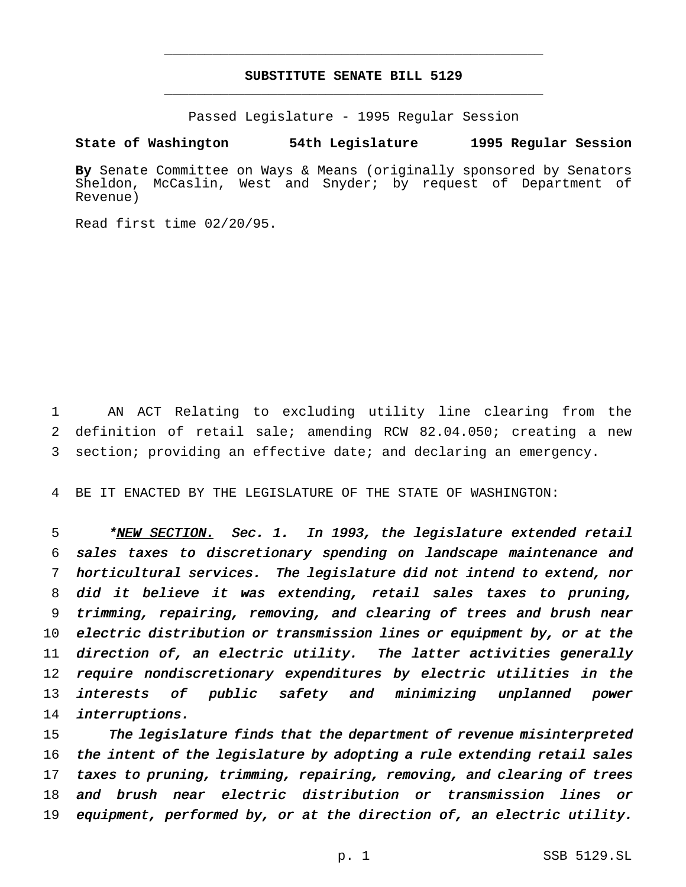**SUBSTITUTE SENATE BILL 5129**

Passed Legislature - 1995 Regular Session

**State of Washington 54th Legislature 1995 Regular Session**

**By** Senate Committee on Ways & Means (originally sponsored by Senators Sheldon, McCaslin, West and Snyder; by request of Department of Revenue)

Read first time 02/20/95.

AN ACT Relating to excluding utility line clearing from the definition of retail sale; amending RCW 82.04.050; creating a new section; providing an effective date; and declaring an emergency.

BE IT ENACTED BY THE LEGISLATURE OF THE STATE OF WASHINGTON:

*\*<u>NEW SECTION.</u> Sec. 1. In 1993, the legislature extended retail sales taxes to discretionary spending on landscape maintenance and horticultural services. The legislature did not intend to extend, nor did it believe it was extending, retail sales taxes to pruning, trimming, repairing, removing, and clearing of trees and brush near electric distribution or transmission lines or equipment by, or at the direction of, an electric utility. The latter activities generally require nondiscretionary expenditures by electric utilities in the interests of public safety and minimizing unplanned power interruptions.*

*The legislature finds that the department of revenue misinterpreted the intent of the legislature by adopting a rule extending retail sales taxes to pruning, trimming, repairing, removing, and clearing of trees and brush near electric distribution or transmission lines or equipment, performed by, or at the direction of, an electric utility.*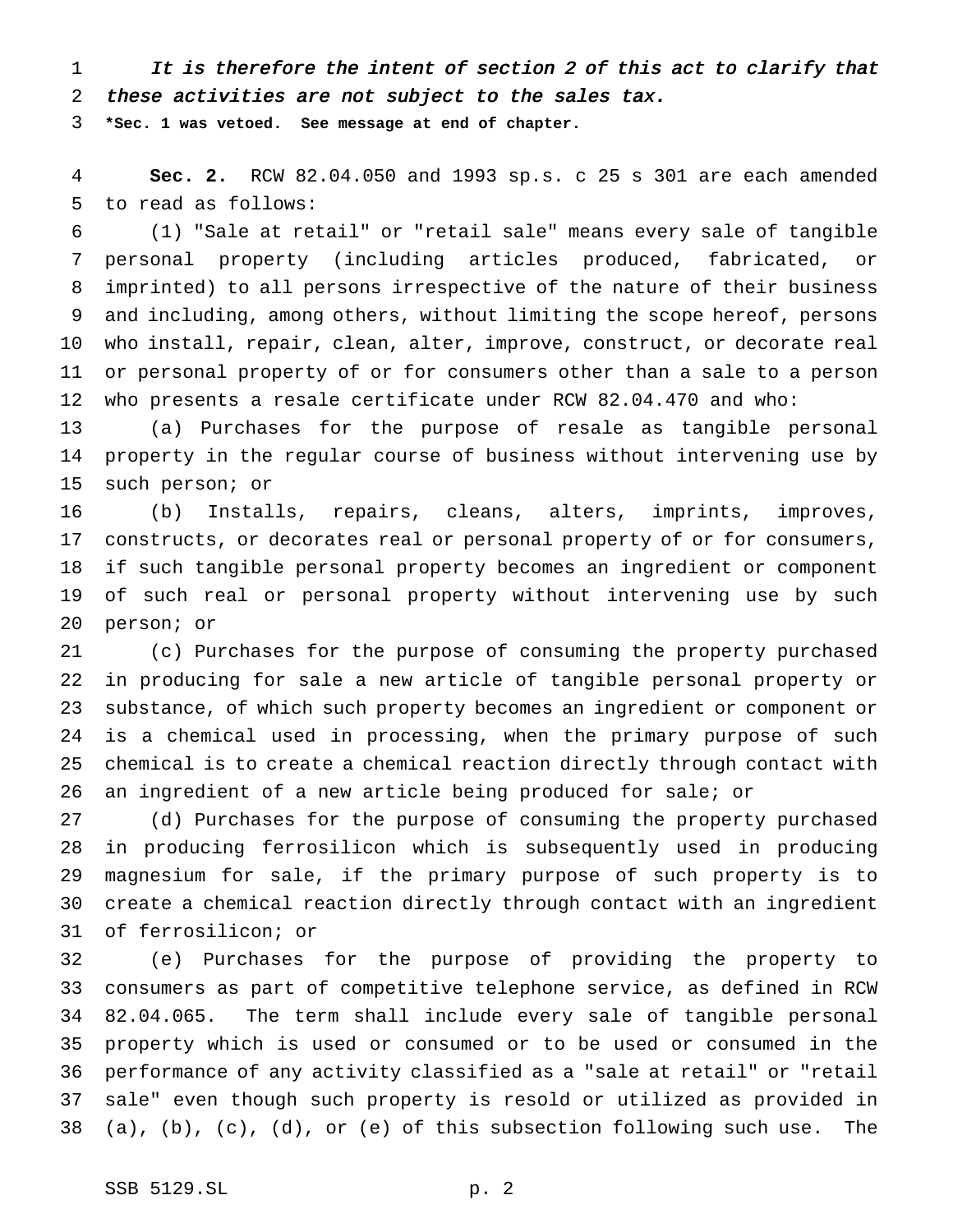*It is therefore the intent of section 2 of this act to clarify that these activities are not subject to the sales tax.*

**\*Sec. 1 was vetoed. See message at end of chapter.**

**Sec. 2.** RCW 82.04.050 and 1993 sp.s. c 25 s 301 are each amended to read as follows:

(1) "Sale at retail" or "retail sale" means every sale of tangible personal property (including articles produced, fabricated, or imprinted) to all persons irrespective of the nature of their business and including, among others, without limiting the scope hereof, persons who install, repair, clean, alter, improve, construct, or decorate real or personal property of or for consumers other than a sale to a person who presents a resale certificate under RCW 82.04.470 and who:

(a) Purchases for the purpose of resale as tangible personal property in the regular course of business without intervening use by such person; or

(b) Installs, repairs, cleans, alters, imprints, improves, constructs, or decorates real or personal property of or for consumers, if such tangible personal property becomes an ingredient or component of such real or personal property without intervening use by such person; or

(c) Purchases for the purpose of consuming the property purchased in producing for sale a new article of tangible personal property or substance, of which such property becomes an ingredient or component or is a chemical used in processing, when the primary purpose of such chemical is to create a chemical reaction directly through contact with an ingredient of a new article being produced for sale; or

(d) Purchases for the purpose of consuming the property purchased in producing ferrosilicon which is subsequently used in producing magnesium for sale, if the primary purpose of such property is to create a chemical reaction directly through contact with an ingredient of ferrosilicon; or

(e) Purchases for the purpose of providing the property to consumers as part of competitive telephone service, as defined in RCW 82.04.065. The term shall include every sale of tangible personal property which is used or consumed or to be used or consumed in the performance of any activity classified as a "sale at retail" or "retail sale" even though such property is resold or utilized as provided in (a), (b), (c), (d), or (e) of this subsection following such use. The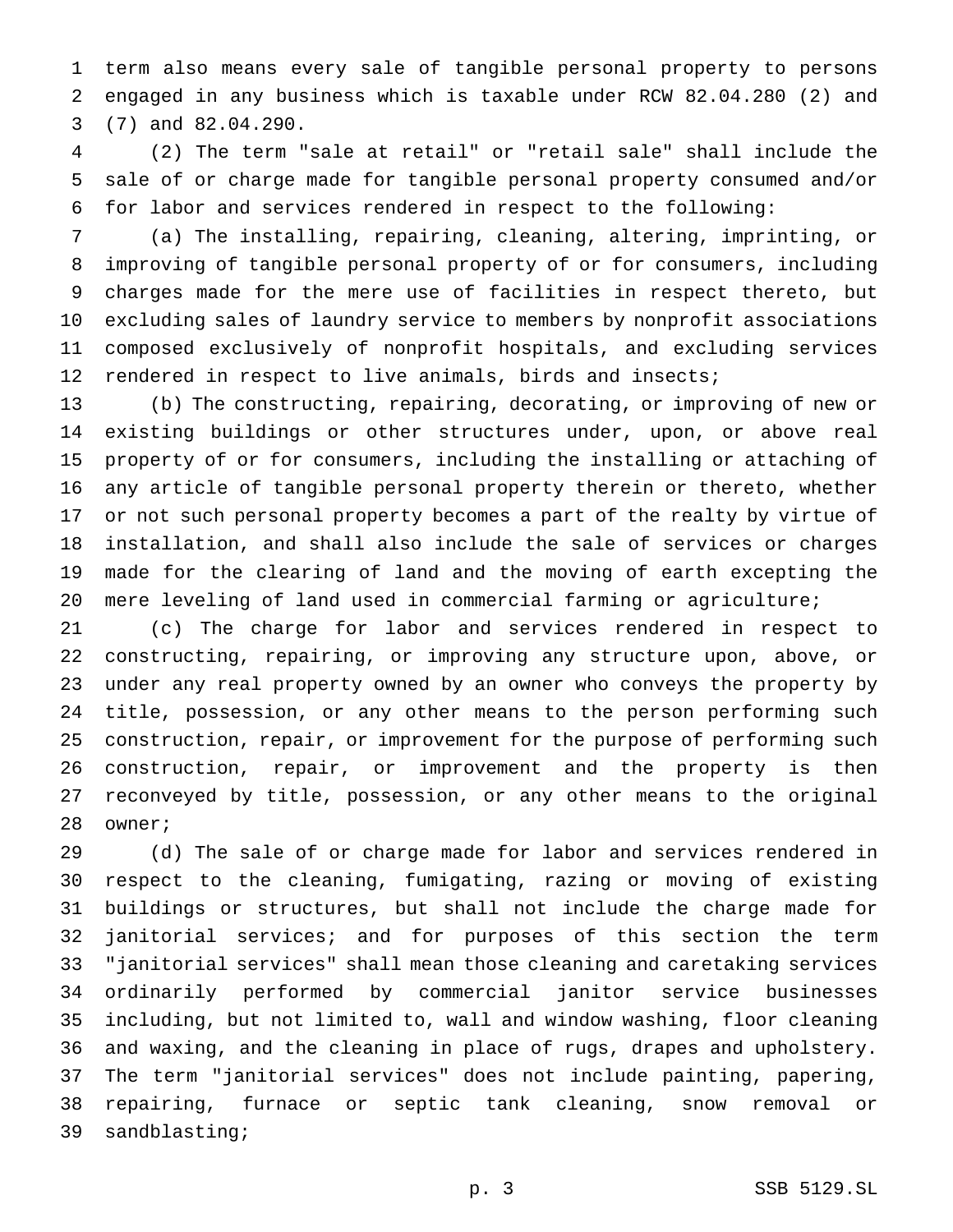term also means every sale of tangible personal property to persons engaged in any business which is taxable under RCW 82.04.280 (2) and (7) and 82.04.290.

(2) The term "sale at retail" or "retail sale" shall include the sale of or charge made for tangible personal property consumed and/or for labor and services rendered in respect to the following:

(a) The installing, repairing, cleaning, altering, imprinting, or improving of tangible personal property of or for consumers, including charges made for the mere use of facilities in respect thereto, but excluding sales of laundry service to members by nonprofit associations composed exclusively of nonprofit hospitals, and excluding services rendered in respect to live animals, birds and insects;

(b) The constructing, repairing, decorating, or improving of new or existing buildings or other structures under, upon, or above real property of or for consumers, including the installing or attaching of any article of tangible personal property therein or thereto, whether or not such personal property becomes a part of the realty by virtue of installation, and shall also include the sale of services or charges made for the clearing of land and the moving of earth excepting the mere leveling of land used in commercial farming or agriculture;

(c) The charge for labor and services rendered in respect to constructing, repairing, or improving any structure upon, above, or under any real property owned by an owner who conveys the property by title, possession, or any other means to the person performing such construction, repair, or improvement for the purpose of performing such construction, repair, or improvement and the property is then reconveyed by title, possession, or any other means to the original owner;

(d) The sale of or charge made for labor and services rendered in respect to the cleaning, fumigating, razing or moving of existing buildings or structures, but shall not include the charge made for janitorial services; and for purposes of this section the term "janitorial services" shall mean those cleaning and caretaking services ordinarily performed by commercial janitor service businesses including, but not limited to, wall and window washing, floor cleaning and waxing, and the cleaning in place of rugs, drapes and upholstery. The term "janitorial services" does not include painting, papering, repairing, furnace or septic tank cleaning, snow removal or sandblasting;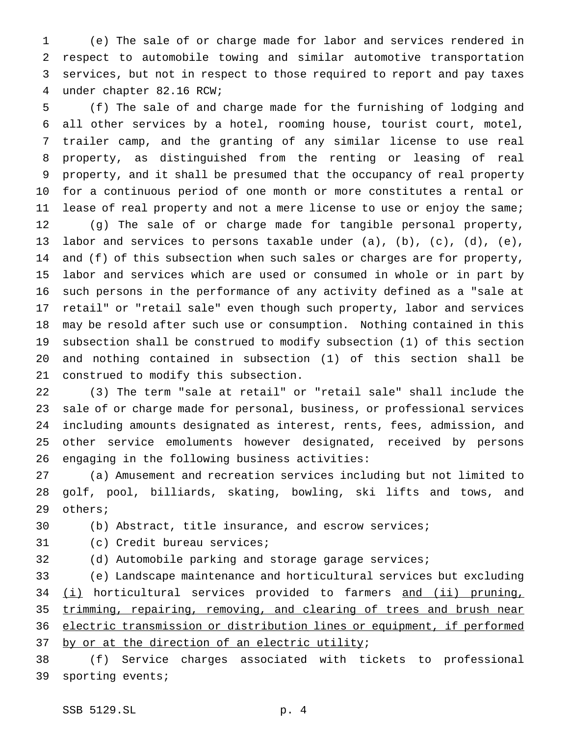(e) The sale of or charge made for labor and services rendered in respect to automobile towing and similar automotive transportation services, but not in respect to those required to report and pay taxes under chapter 82.16 RCW;

(f) The sale of and charge made for the furnishing of lodging and all other services by a hotel, rooming house, tourist court, motel, trailer camp, and the granting of any similar license to use real property, as distinguished from the renting or leasing of real property, and it shall be presumed that the occupancy of real property for a continuous period of one month or more constitutes a rental or lease of real property and not a mere license to use or enjoy the same;

(g) The sale of or charge made for tangible personal property, labor and services to persons taxable under (a), (b), (c), (d), (e), and (f) of this subsection when such sales or charges are for property, labor and services which are used or consumed in whole or in part by such persons in the performance of any activity defined as a "sale at retail" or "retail sale" even though such property, labor and services may be resold after such use or consumption. Nothing contained in this subsection shall be construed to modify subsection (1) of this section and nothing contained in subsection (1) of this section shall be construed to modify this subsection.

(3) The term "sale at retail" or "retail sale" shall include the sale of or charge made for personal, business, or professional services including amounts designated as interest, rents, fees, admission, and other service emoluments however designated, received by persons engaging in the following business activities:

(a) Amusement and recreation services including but not limited to golf, pool, billiards, skating, bowling, ski lifts and tows, and others;

(b) Abstract, title insurance, and escrow services;

(c) Credit bureau services;

(d) Automobile parking and storage garage services;

(e) Landscape maintenance and horticultural services but excluding <u>(i)</u> horticultural services provided to farmers <u>and (ii) pruning, trimming, repairing, removing, and clearing of trees and brush near electric transmission or distribution lines or equipment, if performed by or at the direction of an electric utility</u>;

(f) Service charges associated with tickets to professional sporting events;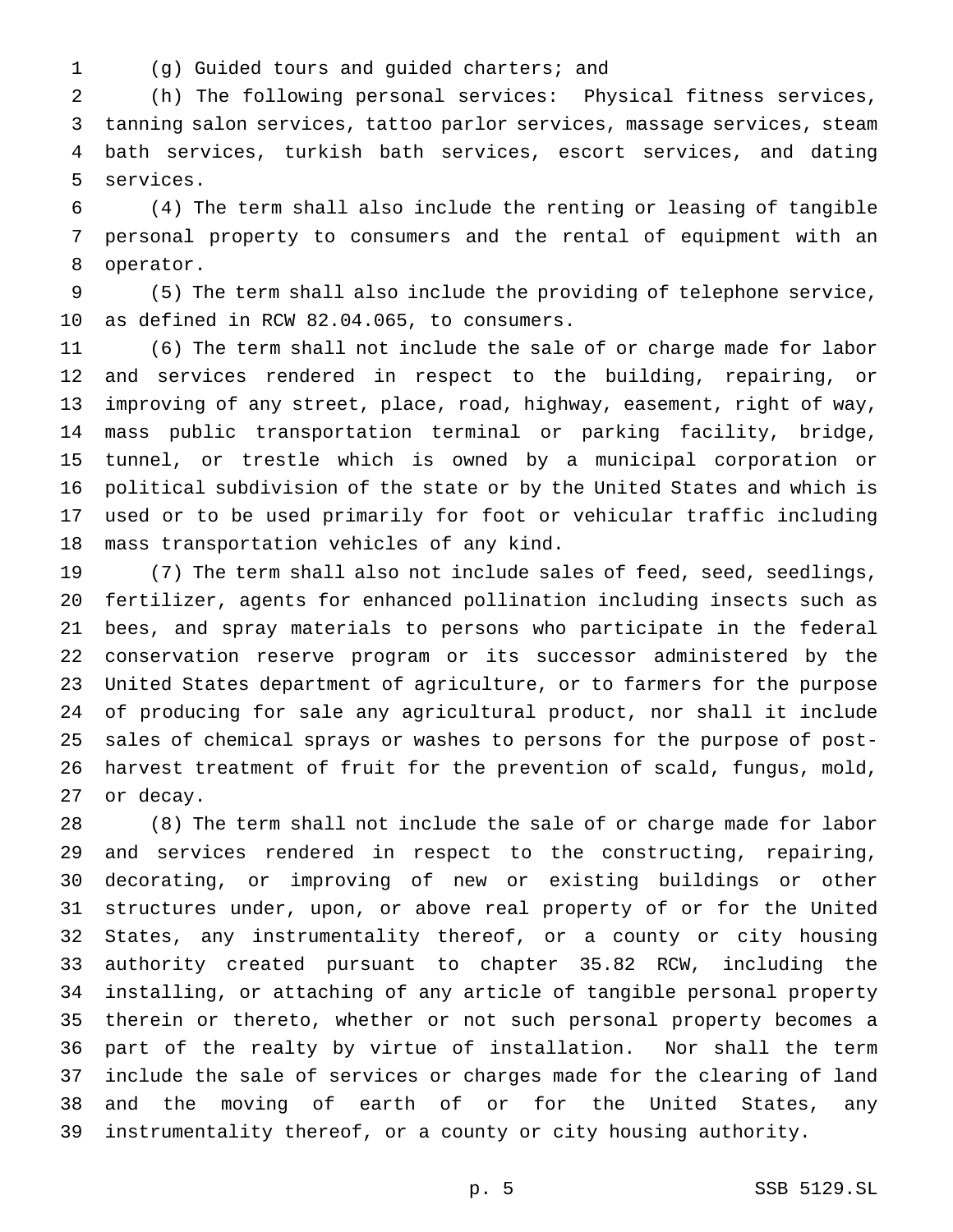(g) Guided tours and guided charters; and

(h) The following personal services: Physical fitness services, tanning salon services, tattoo parlor services, massage services, steam bath services, turkish bath services, escort services, and dating services.

(4) The term shall also include the renting or leasing of tangible personal property to consumers and the rental of equipment with an operator.

(5) The term shall also include the providing of telephone service, as defined in RCW 82.04.065, to consumers.

(6) The term shall not include the sale of or charge made for labor and services rendered in respect to the building, repairing, or improving of any street, place, road, highway, easement, right of way, mass public transportation terminal or parking facility, bridge, tunnel, or trestle which is owned by a municipal corporation or political subdivision of the state or by the United States and which is used or to be used primarily for foot or vehicular traffic including mass transportation vehicles of any kind.

(7) The term shall also not include sales of feed, seed, seedlings, fertilizer, agents for enhanced pollination including insects such as bees, and spray materials to persons who participate in the federal conservation reserve program or its successor administered by the United States department of agriculture, or to farmers for the purpose of producing for sale any agricultural product, nor shall it include sales of chemical sprays or washes to persons for the purpose of post-harvest treatment of fruit for the prevention of scald, fungus, mold, or decay.

(8) The term shall not include the sale of or charge made for labor and services rendered in respect to the constructing, repairing, decorating, or improving of new or existing buildings or other structures under, upon, or above real property of or for the United States, any instrumentality thereof, or a county or city housing authority created pursuant to chapter 35.82 RCW, including the installing, or attaching of any article of tangible personal property therein or thereto, whether or not such personal property becomes a part of the realty by virtue of installation. Nor shall the term include the sale of services or charges made for the clearing of land and the moving of earth of or for the United States, any instrumentality thereof, or a county or city housing authority.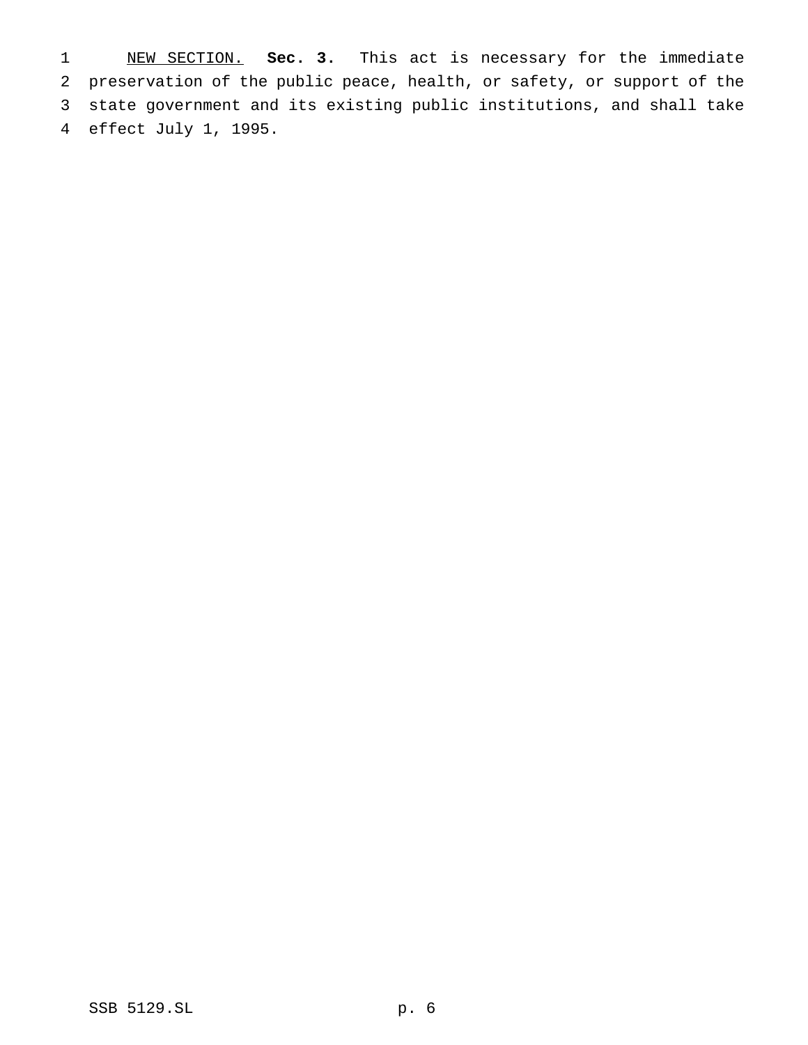NEW SECTION. **Sec. 3.** This act is necessary for the immediate preservation of the public peace, health, or safety, or support of the state government and its existing public institutions, and shall take effect July 1, 1995.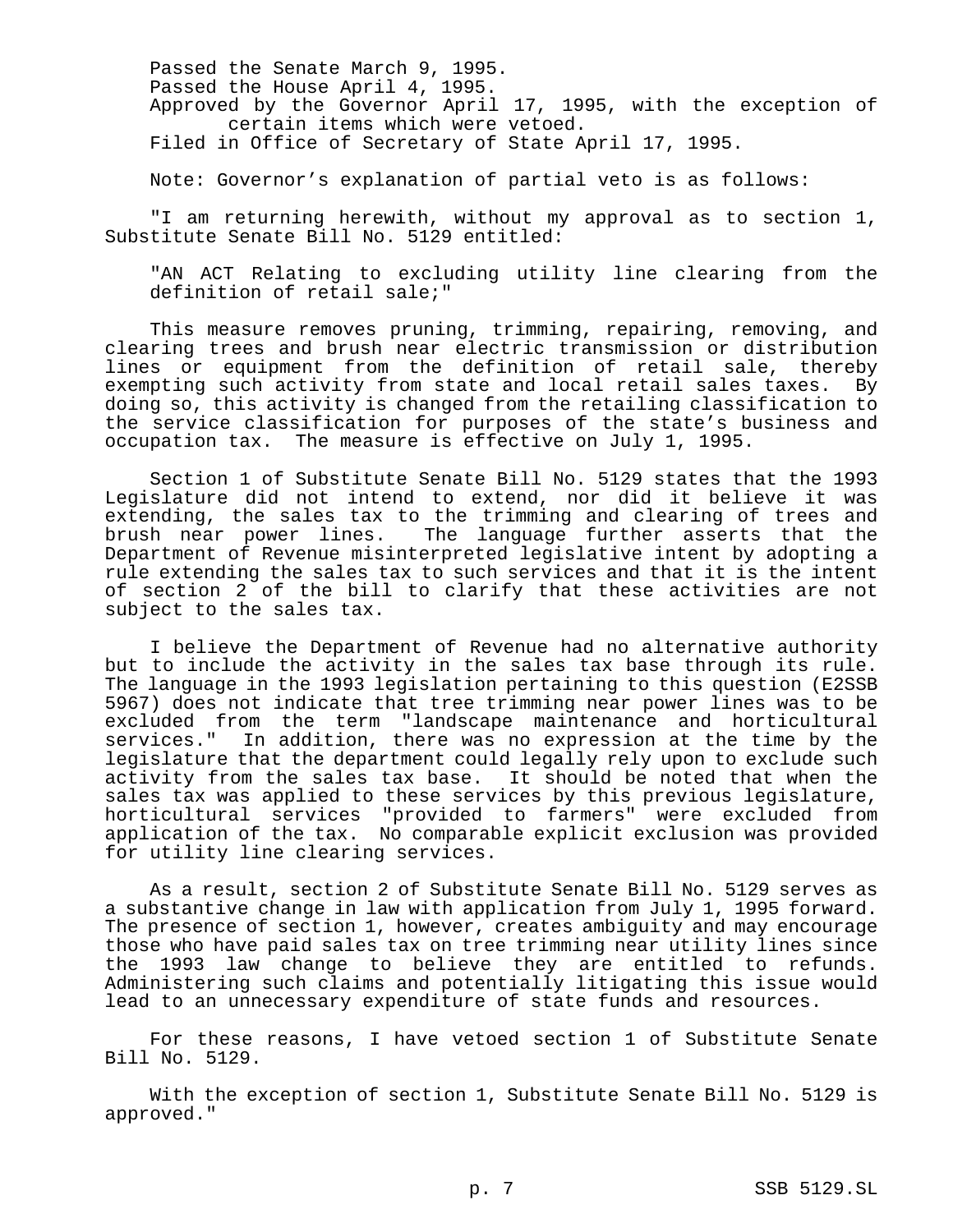Passed the Senate March 9, 1995.
Passed the House April 4, 1995.
Approved by the Governor April 17, 1995, with the exception of certain items which were vetoed.
Filed in Office of Secretary of State April 17, 1995.

Note: Governor's explanation of partial veto is as follows:

"I am returning herewith, without my approval as to section 1, Substitute Senate Bill No. 5129 entitled:

"AN ACT Relating to excluding utility line clearing from the definition of retail sale;"

This measure removes pruning, trimming, repairing, removing, and clearing trees and brush near electric transmission or distribution lines or equipment from the definition of retail sale, thereby exempting such activity from state and local retail sales taxes. By doing so, this activity is changed from the retailing classification to the service classification for purposes of the state's business and occupation tax. The measure is effective on July 1, 1995.

Section 1 of Substitute Senate Bill No. 5129 states that the 1993 Legislature did not intend to extend, nor did it believe it was extending, the sales tax to the trimming and clearing of trees and brush near power lines. The language further asserts that the Department of Revenue misinterpreted legislative intent by adopting a rule extending the sales tax to such services and that it is the intent of section 2 of the bill to clarify that these activities are not subject to the sales tax.

I believe the Department of Revenue had no alternative authority but to include the activity in the sales tax base through its rule. The language in the 1993 legislation pertaining to this question (E2SSB 5967) does not indicate that tree trimming near power lines was to be excluded from the term "landscape maintenance and horticultural services." In addition, there was no expression at the time by the legislature that the department could legally rely upon to exclude such activity from the sales tax base. It should be noted that when the sales tax was applied to these services by this previous legislature, horticultural services "provided to farmers" were excluded from application of the tax. No comparable explicit exclusion was provided for utility line clearing services.

As a result, section 2 of Substitute Senate Bill No. 5129 serves as a substantive change in law with application from July 1, 1995 forward. The presence of section 1, however, creates ambiguity and may encourage those who have paid sales tax on tree trimming near utility lines since the 1993 law change to believe they are entitled to refunds. Administering such claims and potentially litigating this issue would lead to an unnecessary expenditure of state funds and resources.

For these reasons, I have vetoed section 1 of Substitute Senate Bill No. 5129.

With the exception of section 1, Substitute Senate Bill No. 5129 is approved."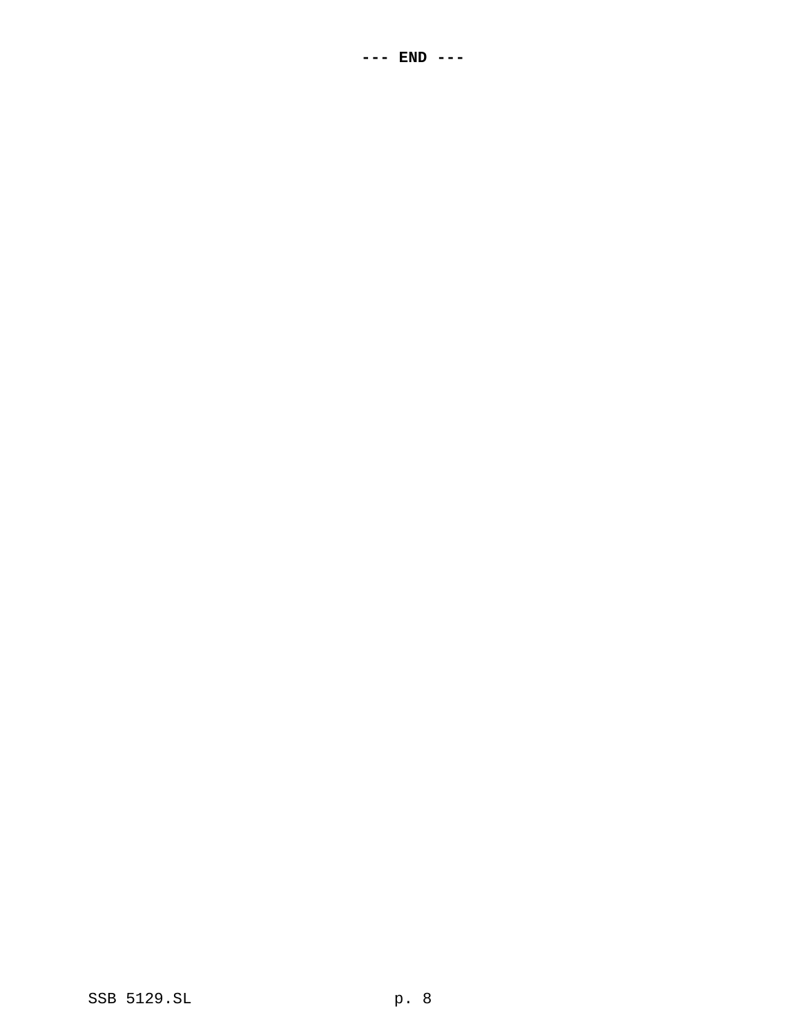**--- END ---**